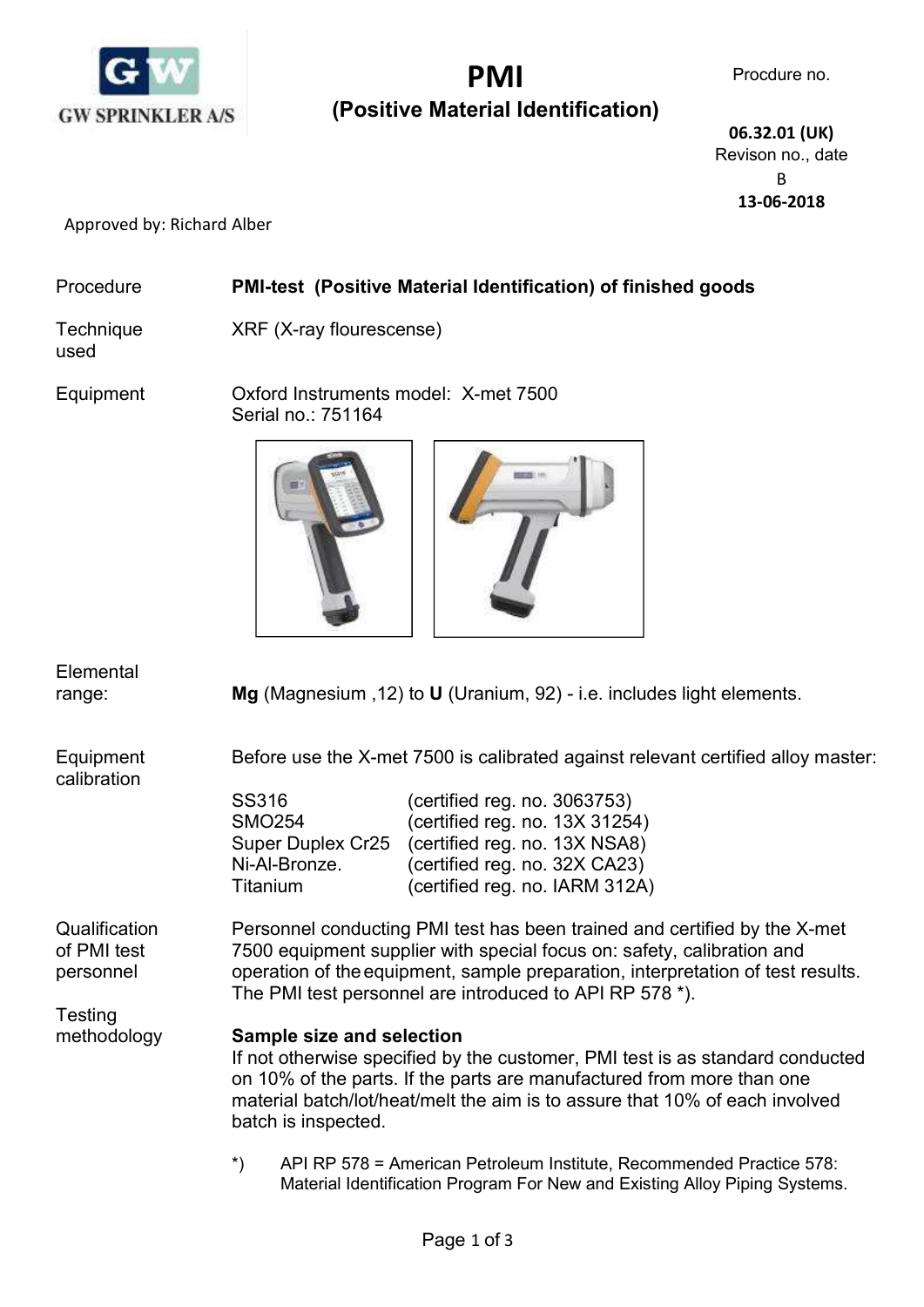GW SPRINKLER A/S

# PMI
## (Positive Material Identification)

Procdure no.

**06.32.01 (UK)**
Revison no., date
B
**13-06-2018**

Approved by: Richard Alber

| | |
|---|---|
| Procedure | **PMI-test (Positive Material Identification) of finished goods** |
| Technique used | XRF (X-ray flourescense) |
| Equipment | Oxford Instruments model: X-met 7500<br>Serial no.: 751164 |
| Elemental range: | **Mg** (Magnesium ,12) to **U** (Uranium, 92) - i.e. includes light elements. |

**Equipment calibration**

Before use the X-met 7500 is calibrated against relevant certified alloy master:

| | |
|---|---|
| SS316 | (certified reg. no. 3063753) |
| SMO254 | (certified reg. no. 13X 31254) |
| Super Duplex Cr25 | (certified reg. no. 13X NSA8) |
| Ni-Al-Bronze. | (certified reg. no. 32X CA23) |
| Titanium | (certified reg. no. IARM 312A) |

**Qualification of PMI test personnel**

Personnel conducting PMI test has been trained and certified by the X-met 7500 equipment supplier with special focus on: safety, calibration and operation of the equipment, sample preparation, interpretation of test results. The PMI test personnel are introduced to API RP 578 *).

**Testing methodology**

**Sample size and selection**

If not otherwise specified by the customer, PMI test is as standard conducted on 10% of the parts. If the parts are manufactured from more than one material batch/lot/heat/melt the aim is to assure that 10% of each involved batch is inspected.

*) API RP 578 = American Petroleum Institute, Recommended Practice 578: Material Identification Program For New and Existing Alloy Piping Systems.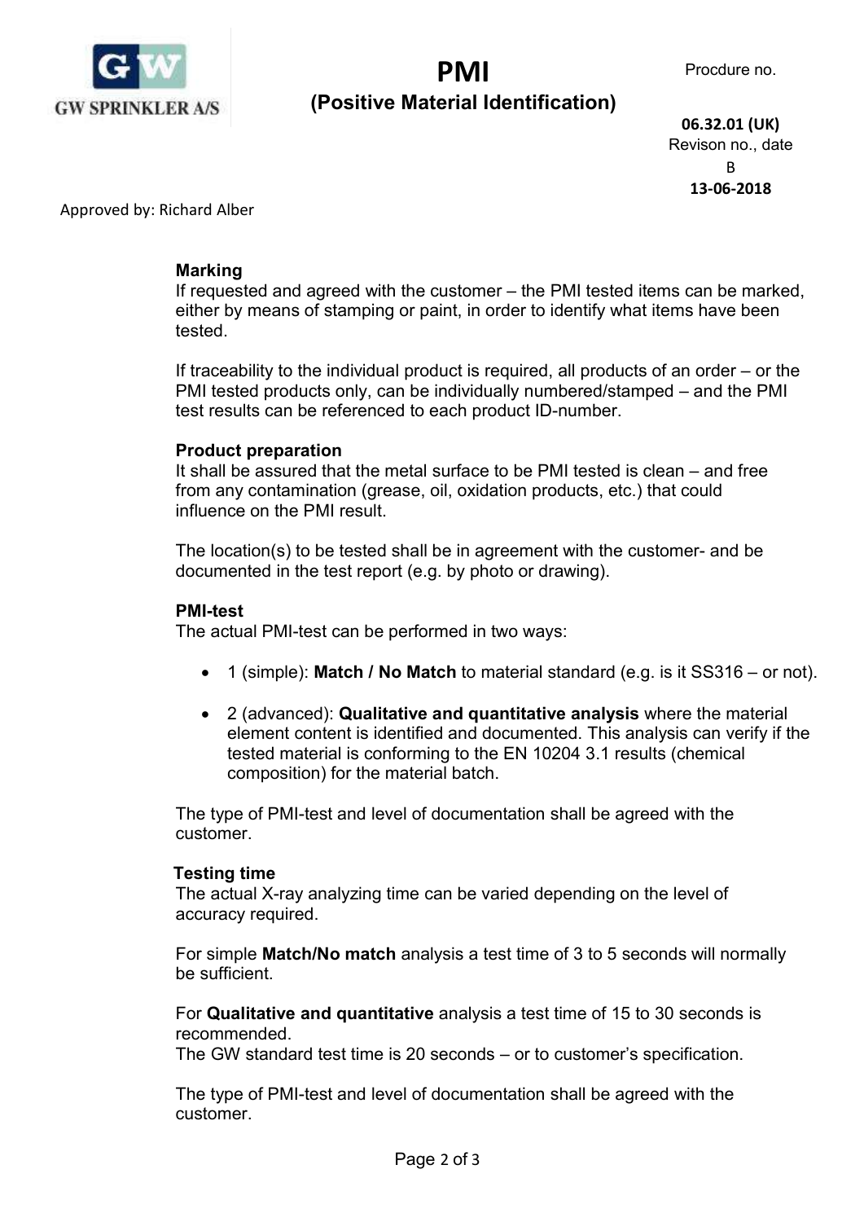### Marking

If requested and agreed with the customer – the PMI tested items can be marked, either by means of stamping or paint, in order to identify what items have been tested.

If traceability to the individual product is required, all products of an order – or the PMI tested products only, can be individually numbered/stamped – and the PMI test results can be referenced to each product ID-number.

### Product preparation

It shall be assured that the metal surface to be PMI tested is clean – and free from any contamination (grease, oil, oxidation products, etc.) that could influence on the PMI result.

The location(s) to be tested shall be in agreement with the customer- and be documented in the test report (e.g. by photo or drawing).

### PMI-test

The actual PMI-test can be performed in two ways:

- 1 (simple): **Match / No Match** to material standard (e.g. is it SS316 – or not).
- 2 (advanced): **Qualitative and quantitative analysis** where the material element content is identified and documented. This analysis can verify if the tested material is conforming to the EN 10204 3.1 results (chemical composition) for the material batch.

The type of PMI-test and level of documentation shall be agreed with the customer.

### Testing time

The actual X-ray analyzing time can be varied depending on the level of accuracy required.

For simple **Match/No match** analysis a test time of 3 to 5 seconds will normally be sufficient.

For **Qualitative and quantitative** analysis a test time of 15 to 30 seconds is recommended.
The GW standard test time is 20 seconds – or to customer's specification.

The type of PMI-test and level of documentation shall be agreed with the customer.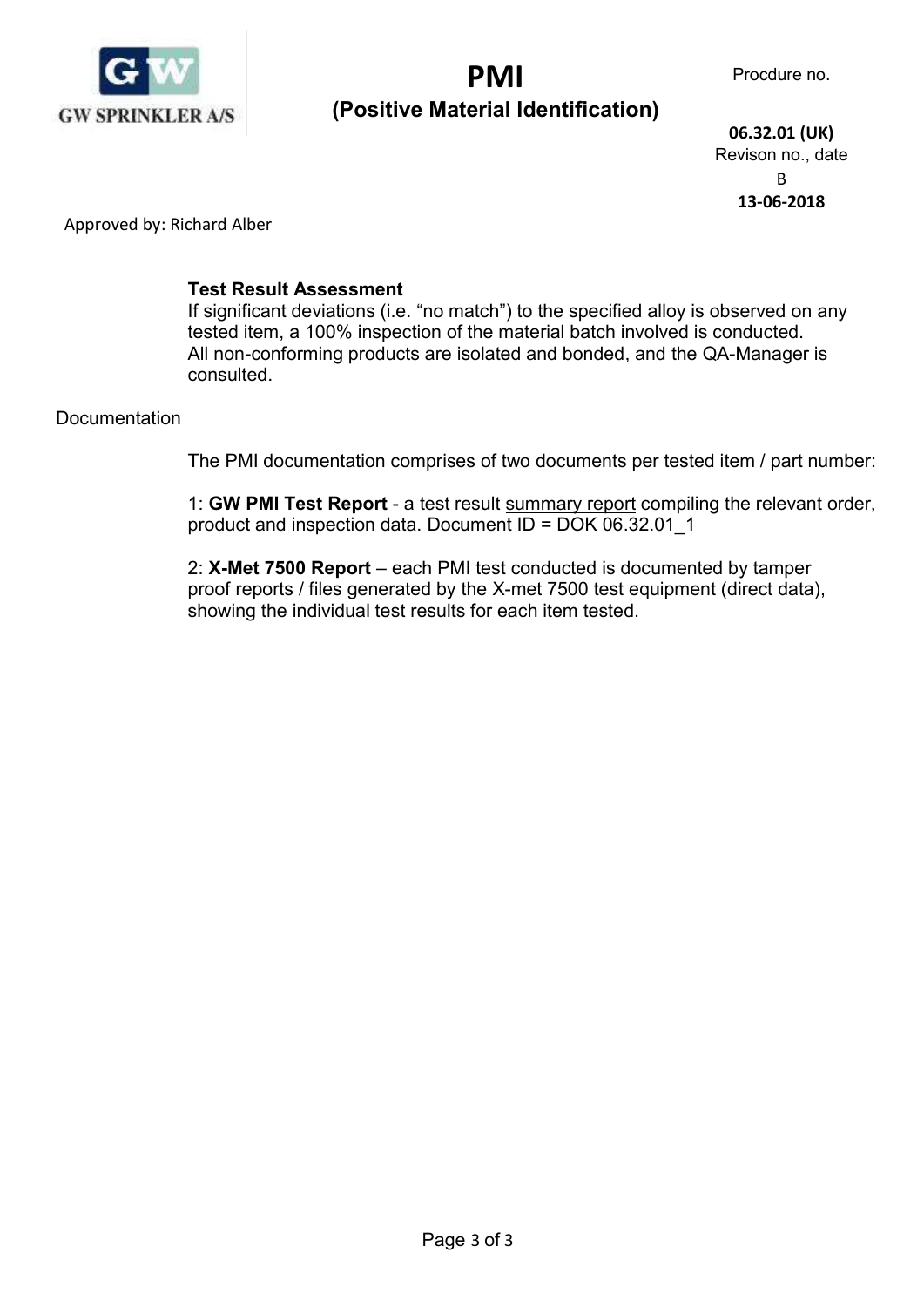**Test Result Assessment**
If significant deviations (i.e. “no match”) to the specified alloy is observed on any tested item, a 100% inspection of the material batch involved is conducted.
All non-conforming products are isolated and bonded, and the QA-Manager is consulted.

Documentation

The PMI documentation comprises of two documents per tested item / part number:

1: **GW PMI Test Report** - a test result summary report compiling the relevant order, product and inspection data. Document ID = DOK 06.32.01_1

2: **X-Met 7500 Report** – each PMI test conducted is documented by tamper proof reports / files generated by the X-met 7500 test equipment (direct data), showing the individual test results for each item tested.